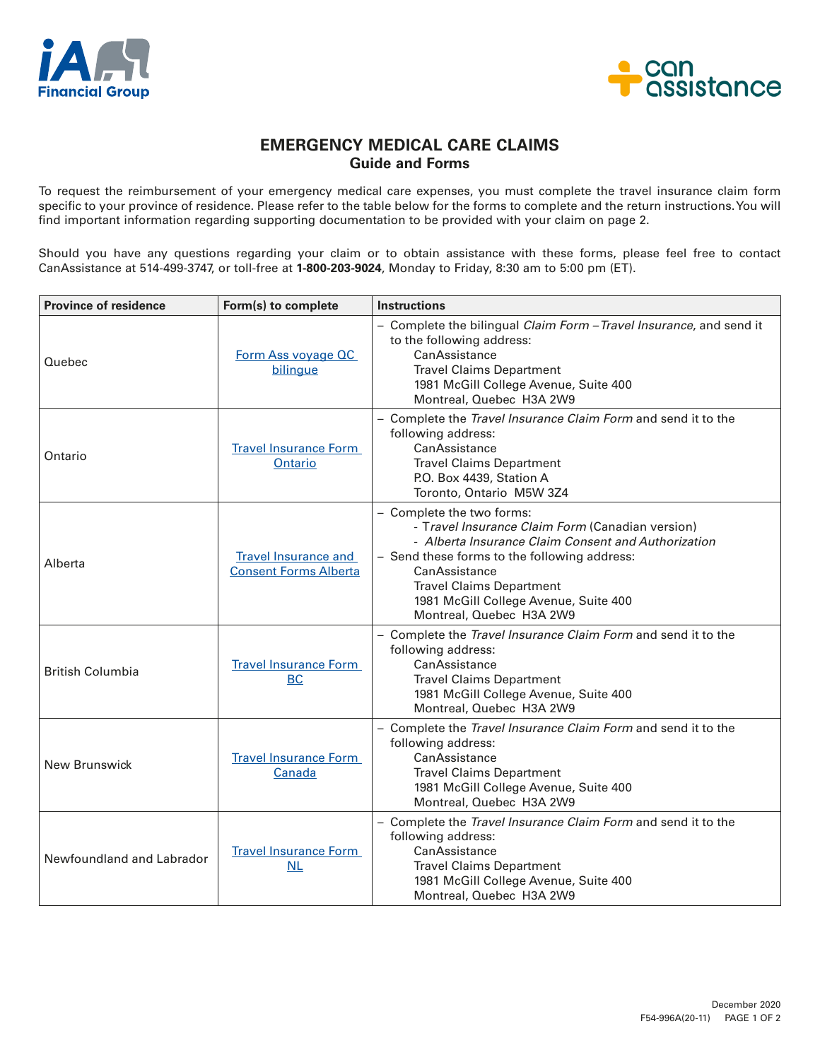# EMERGENCY MEDICAL CARE CLAIMS

## Guide and Forms

To request the reimbursement of your emergency medical care expenses, you must complete the travel insurance claim form specific to your province of residence. Please refer to the table below for the forms to complete and the return instructions. You will find important information regarding supporting documentation to be provided with your claim on page 2.

Should you have any questions regarding your claim or to obtain assistance with these forms, please feel free to contact CanAssistance at 514-499-3747, or toll-free at **1-800-203-9024**, Monday to Friday, 8:30 am to 5:00 pm (ET).

| Province of residence | Form(s) to complete | Instructions |
|---|---|---|
| Quebec | Form Ass voyage QC bilingue | – Complete the bilingual *Claim Form – Travel Insurance*, and send it to the following address:<br>CanAssistance<br>Travel Claims Department<br>1981 McGill College Avenue, Suite 400<br>Montreal, Quebec H3A 2W9 |
| Ontario | Travel Insurance Form Ontario | – Complete the *Travel Insurance Claim Form* and send it to the following address:<br>CanAssistance<br>Travel Claims Department<br>P.O. Box 4439, Station A<br>Toronto, Ontario M5W 3Z4 |
| Alberta | Travel Insurance and Consent Forms Alberta | – Complete the two forms:<br>- *Travel Insurance Claim Form* (Canadian version)<br>- *Alberta Insurance Claim Consent and Authorization*<br>– Send these forms to the following address:<br>CanAssistance<br>Travel Claims Department<br>1981 McGill College Avenue, Suite 400<br>Montreal, Quebec H3A 2W9 |
| British Columbia | Travel Insurance Form BC | – Complete the *Travel Insurance Claim Form* and send it to the following address:<br>CanAssistance<br>Travel Claims Department<br>1981 McGill College Avenue, Suite 400<br>Montreal, Quebec H3A 2W9 |
| New Brunswick | Travel Insurance Form Canada | – Complete the *Travel Insurance Claim Form* and send it to the following address:<br>CanAssistance<br>Travel Claims Department<br>1981 McGill College Avenue, Suite 400<br>Montreal, Quebec H3A 2W9 |
| Newfoundland and Labrador | Travel Insurance Form NL | – Complete the *Travel Insurance Claim Form* and send it to the following address:<br>CanAssistance<br>Travel Claims Department<br>1981 McGill College Avenue, Suite 400<br>Montreal, Quebec H3A 2W9 |

December 2020
F54-996A(20-11)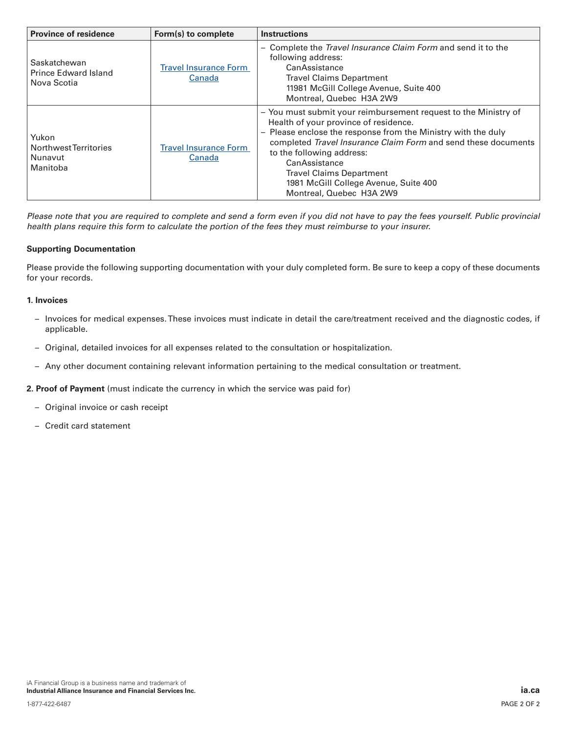| Province of residence | Form(s) to complete | Instructions |
|---|---|---|
| Saskatchewan<br>Prince Edward Island<br>Nova Scotia | Travel Insurance Form Canada | – Complete the *Travel Insurance Claim Form* and send it to the following address:<br>CanAssistance<br>Travel Claims Department<br>11981 McGill College Avenue, Suite 400<br>Montreal, Quebec H3A 2W9 |
| Yukon<br>Northwest Territories<br>Nunavut<br>Manitoba | Travel Insurance Form Canada | – You must submit your reimbursement request to the Ministry of Health of your province of residence.<br>– Please enclose the response from the Ministry with the duly completed *Travel Insurance Claim Form* and send these documents to the following address:<br>CanAssistance<br>Travel Claims Department<br>1981 McGill College Avenue, Suite 400<br>Montreal, Quebec H3A 2W9 |

*Please note that you are required to complete and send a form even if you did not have to pay the fees yourself. Public provincial health plans require this form to calculate the portion of the fees they must reimburse to your insurer.*

**Supporting Documentation**

Please provide the following supporting documentation with your duly completed form. Be sure to keep a copy of these documents for your records.

**1. Invoices**

- Invoices for medical expenses. These invoices must indicate in detail the care/treatment received and the diagnostic codes, if applicable.
- Original, detailed invoices for all expenses related to the consultation or hospitalization.
- Any other document containing relevant information pertaining to the medical consultation or treatment.

**2. Proof of Payment** (must indicate the currency in which the service was paid for)

- Original invoice or cash receipt
- Credit card statement

iA Financial Group is a business name and trademark of
**Industrial Alliance Insurance and Financial Services Inc.**

1-877-422-6487

**ia.ca**